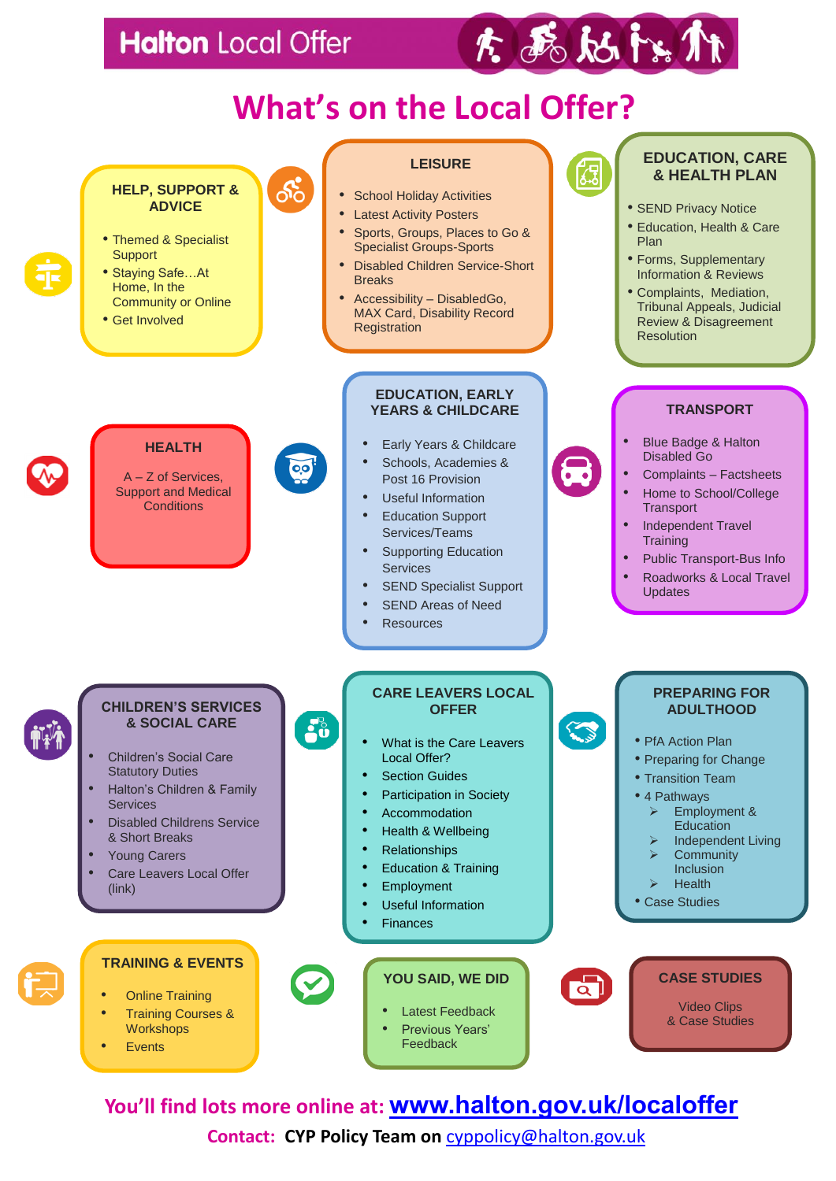# Halton Local Offer

## What's on the Local Offer?

### HELP, SUPPORT & ADVICE

- Themed & Specialist Support
- Staying Safe…At Home, In the Community or Online
- Get Involved

### LEISURE

- School Holiday Activities
- Latest Activity Posters
- Sports, Groups, Places to Go & Specialist Groups-Sports
- Disabled Children Service-Short Breaks
- Accessibility – DisabledGo, MAX Card, Disability Record Registration

### EDUCATION, CARE & HEALTH PLAN

- SEND Privacy Notice
- Education, Health & Care Plan
- Forms, Supplementary Information & Reviews
- Complaints, Mediation, Tribunal Appeals, Judicial Review & Disagreement Resolution

### HEALTH

A – Z of Services, Support and Medical Conditions

### EDUCATION, EARLY YEARS & CHILDCARE

- Early Years & Childcare
- Schools, Academies & Post 16 Provision
- Useful Information
- Education Support Services/Teams
- Supporting Education Services
- SEND Specialist Support
- SEND Areas of Need
- Resources

### TRANSPORT

- Blue Badge & Halton Disabled Go
- Complaints – Factsheets
- Home to School/College Transport
- Independent Travel Training
- Public Transport-Bus Info
- Roadworks & Local Travel Updates

### CHILDREN'S SERVICES & SOCIAL CARE

- Children's Social Care Statutory Duties
- Halton's Children & Family Services
- Disabled Childrens Service & Short Breaks
- Young Carers
- Care Leavers Local Offer (link)

### CARE LEAVERS LOCAL OFFER

- What is the Care Leavers Local Offer?
- Section Guides
- Participation in Society
- Accommodation
- Health & Wellbeing
- Relationships
- Education & Training
- Employment
- Useful Information
- Finances

### PREPARING FOR ADULTHOOD

- PfA Action Plan
- Preparing for Change
- Transition Team
- 4 Pathways
  - Employment & Education
  - Independent Living
  - Community Inclusion
  - Health
- Case Studies

### TRAINING & EVENTS

- Online Training
- Training Courses & Workshops
- Events

### YOU SAID, WE DID

- Latest Feedback
- Previous Years' Feedback

### CASE STUDIES

Video Clips & Case Studies

**You'll find lots more online at: www.halton.gov.uk/localoffer**

**Contact: CYP Policy Team on** cyppolicy@halton.gov.uk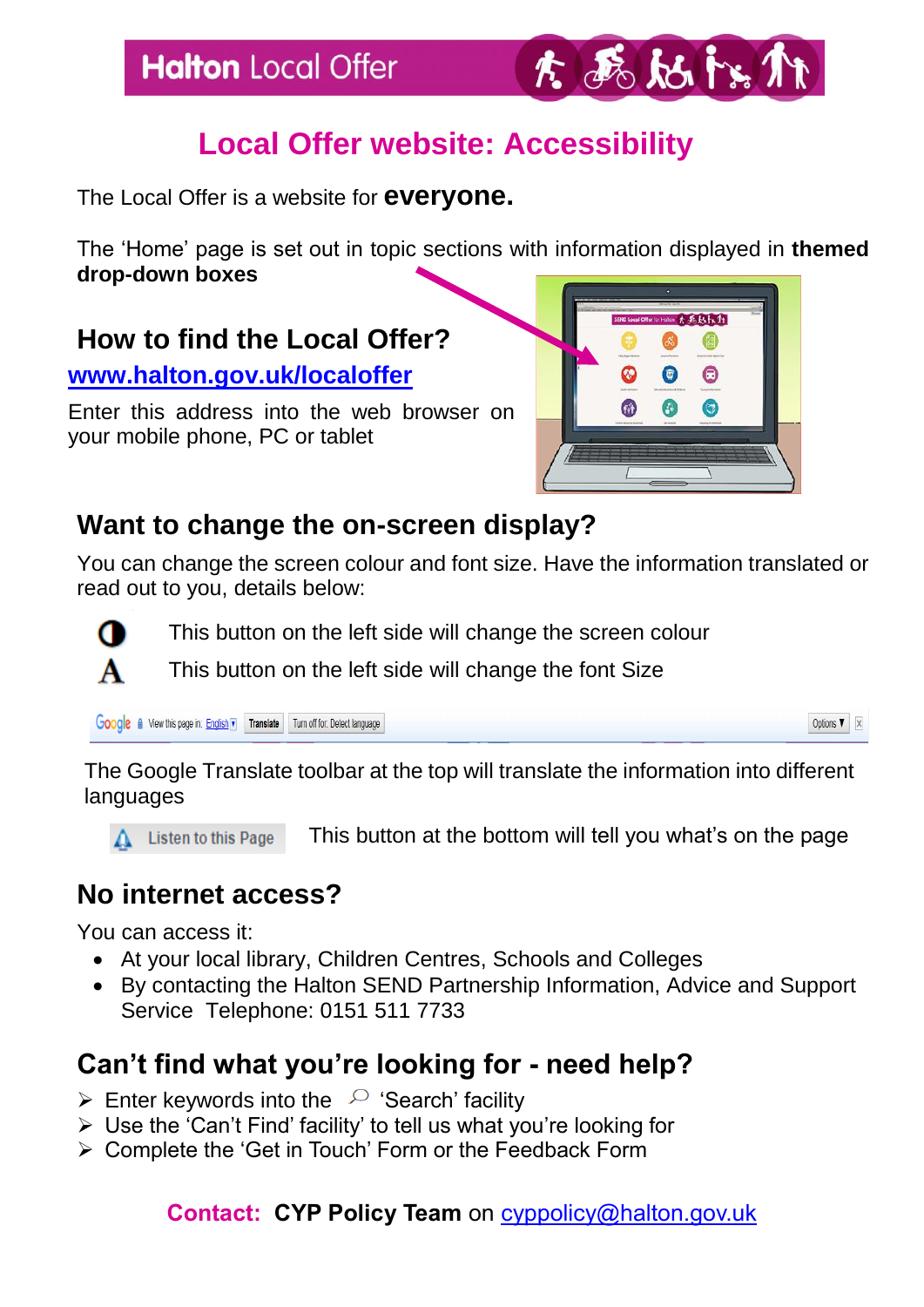Halton Local Offer

# Local Offer website: Accessibility

The Local Offer is a website for **everyone.**

The 'Home' page is set out in topic sections with information displayed in **themed drop-down boxes**

## How to find the Local Offer?

www.halton.gov.uk/localoffer

Enter this address into the web browser on your mobile phone, PC or tablet

## Want to change the on-screen display?

You can change the screen colour and font size. Have the information translated or read out to you, details below:

◐ This button on the left side will change the screen colour

A This button on the left side will change the font Size

The Google Translate toolbar at the top will translate the information into different languages

Listen to this Page — This button at the bottom will tell you what's on the page

## No internet access?

You can access it:

- At your local library, Children Centres, Schools and Colleges
- By contacting the Halton SEND Partnership Information, Advice and Support Service Telephone: 0151 511 7733

## Can't find what you're looking for - need help?

- Enter keywords into the 'Search' facility
- Use the 'Can't Find' facility' to tell us what you're looking for
- Complete the 'Get in Touch' Form or the Feedback Form

**Contact: CYP Policy Team** on cyppolicy@halton.gov.uk